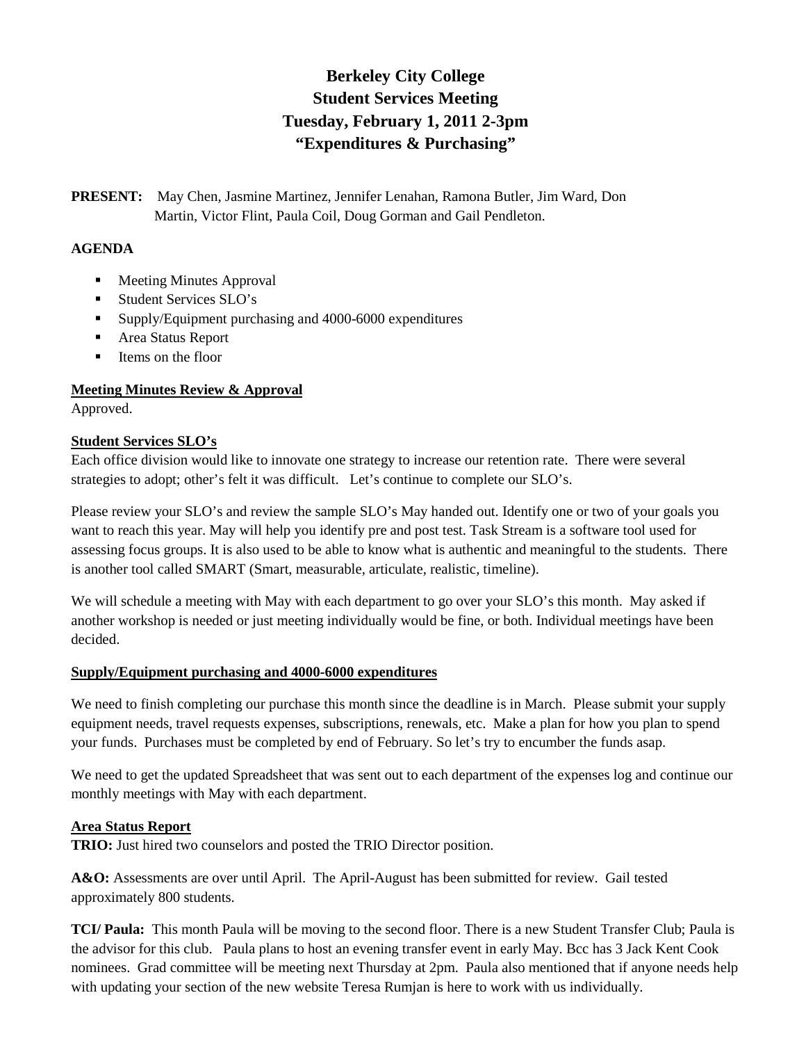# Berkeley City College
# Student Services Meeting
# Tuesday, February 1, 2011 2-3pm
# "Expenditures & Purchasing"

**PRESENT:** May Chen, Jasmine Martinez, Jennifer Lenahan, Ramona Butler, Jim Ward, Don Martin, Victor Flint, Paula Coil, Doug Gorman and Gail Pendleton.

**AGENDA**

- Meeting Minutes Approval
- Student Services SLO's
- Supply/Equipment purchasing and 4000-6000 expenditures
- Area Status Report
- Items on the floor

**<u>Meeting Minutes Review & Approval</u>**

Approved.

**<u>Student Services SLO's</u>**

Each office division would like to innovate one strategy to increase our retention rate. There were several strategies to adopt; other's felt it was difficult. Let's continue to complete our SLO's.

Please review your SLO's and review the sample SLO's May handed out. Identify one or two of your goals you want to reach this year. May will help you identify pre and post test. Task Stream is a software tool used for assessing focus groups. It is also used to be able to know what is authentic and meaningful to the students. There is another tool called SMART (Smart, measurable, articulate, realistic, timeline).

We will schedule a meeting with May with each department to go over your SLO's this month. May asked if another workshop is needed or just meeting individually would be fine, or both. Individual meetings have been decided.

**<u>Supply/Equipment purchasing and 4000-6000 expenditures</u>**

We need to finish completing our purchase this month since the deadline is in March. Please submit your supply equipment needs, travel requests expenses, subscriptions, renewals, etc. Make a plan for how you plan to spend your funds. Purchases must be completed by end of February. So let's try to encumber the funds asap.

We need to get the updated Spreadsheet that was sent out to each department of the expenses log and continue our monthly meetings with May with each department.

**<u>Area Status Report</u>**

**TRIO:** Just hired two counselors and posted the TRIO Director position.

**A&O:** Assessments are over until April. The April-August has been submitted for review. Gail tested approximately 800 students.

**TCI/ Paula:** This month Paula will be moving to the second floor. There is a new Student Transfer Club; Paula is the advisor for this club. Paula plans to host an evening transfer event in early May. Bcc has 3 Jack Kent Cook nominees. Grad committee will be meeting next Thursday at 2pm. Paula also mentioned that if anyone needs help with updating your section of the new website Teresa Rumjan is here to work with us individually.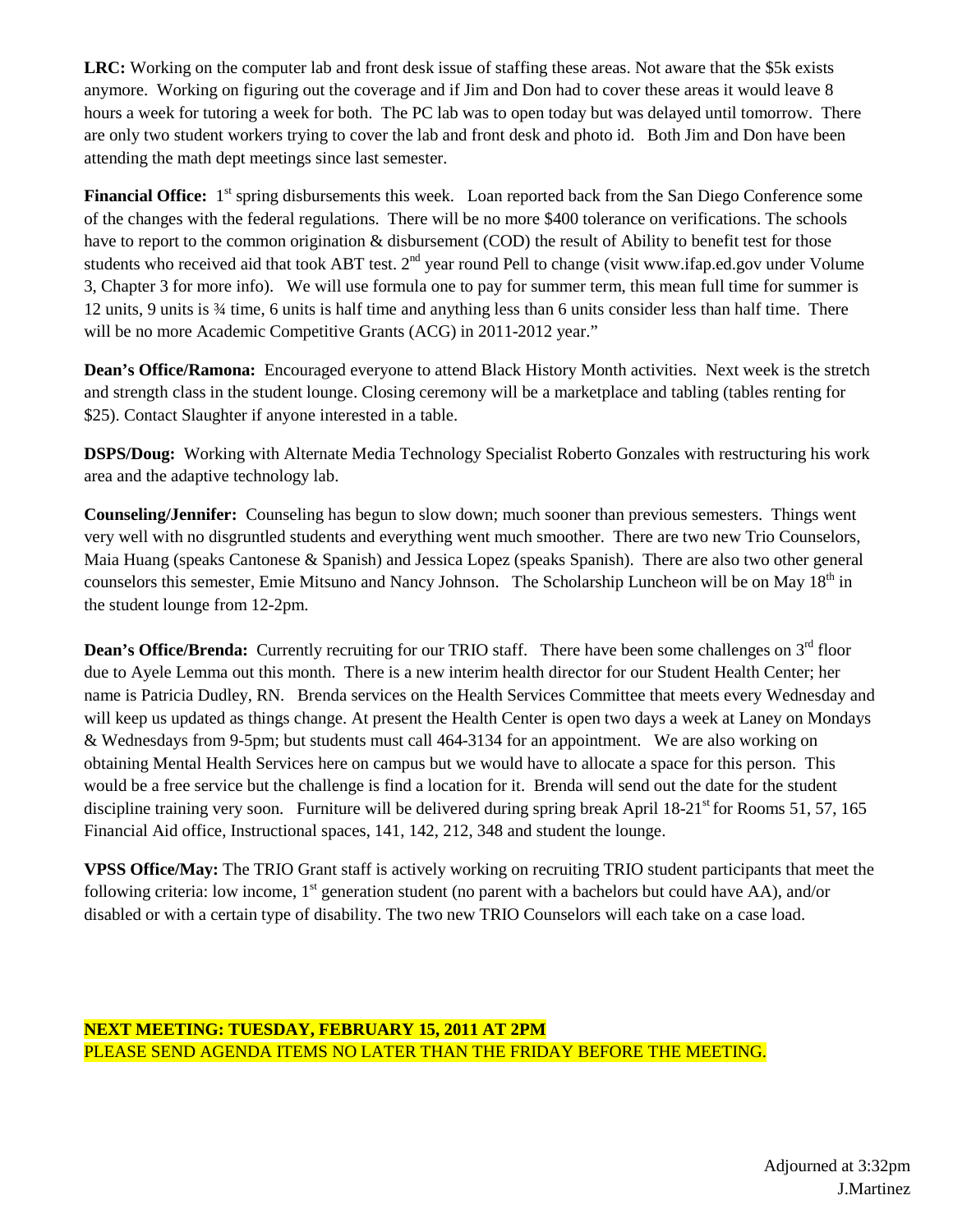**LRC:** Working on the computer lab and front desk issue of staffing these areas. Not aware that the $5k exists anymore. Working on figuring out the coverage and if Jim and Don had to cover these areas it would leave 8 hours a week for tutoring a week for both. The PC lab was to open today but was delayed until tomorrow. There are only two student workers trying to cover the lab and front desk and photo id. Both Jim and Don have been attending the math dept meetings since last semester.

**Financial Office:** 1st spring disbursements this week. Loan reported back from the San Diego Conference some of the changes with the federal regulations. There will be no more $400 tolerance on verifications. The schools have to report to the common origination & disbursement (COD) the result of Ability to benefit test for those students who received aid that took ABT test. 2nd year round Pell to change (visit www.ifap.ed.gov under Volume 3, Chapter 3 for more info). We will use formula one to pay for summer term, this mean full time for summer is 12 units, 9 units is ¾ time, 6 units is half time and anything less than 6 units consider less than half time. There will be no more Academic Competitive Grants (ACG) in 2011-2012 year."

**Dean's Office/Ramona:** Encouraged everyone to attend Black History Month activities. Next week is the stretch and strength class in the student lounge. Closing ceremony will be a marketplace and tabling (tables renting for $25). Contact Slaughter if anyone interested in a table.

**DSPS/Doug:** Working with Alternate Media Technology Specialist Roberto Gonzales with restructuring his work area and the adaptive technology lab.

**Counseling/Jennifer:** Counseling has begun to slow down; much sooner than previous semesters. Things went very well with no disgruntled students and everything went much smoother. There are two new Trio Counselors, Maia Huang (speaks Cantonese & Spanish) and Jessica Lopez (speaks Spanish). There are also two other general counselors this semester, Emie Mitsuno and Nancy Johnson. The Scholarship Luncheon will be on May 18th in the student lounge from 12-2pm.

**Dean's Office/Brenda:** Currently recruiting for our TRIO staff. There have been some challenges on 3rd floor due to Ayele Lemma out this month. There is a new interim health director for our Student Health Center; her name is Patricia Dudley, RN. Brenda services on the Health Services Committee that meets every Wednesday and will keep us updated as things change. At present the Health Center is open two days a week at Laney on Mondays & Wednesdays from 9-5pm; but students must call 464-3134 for an appointment. We are also working on obtaining Mental Health Services here on campus but we would have to allocate a space for this person. This would be a free service but the challenge is find a location for it. Brenda will send out the date for the student discipline training very soon. Furniture will be delivered during spring break April 18-21st for Rooms 51, 57, 165 Financial Aid office, Instructional spaces, 141, 142, 212, 348 and student the lounge.

**VPSS Office/May:** The TRIO Grant staff is actively working on recruiting TRIO student participants that meet the following criteria: low income, 1st generation student (no parent with a bachelors but could have AA), and/or disabled or with a certain type of disability. The two new TRIO Counselors will each take on a case load.

**NEXT MEETING: TUESDAY, FEBRUARY 15, 2011 AT 2PM**
PLEASE SEND AGENDA ITEMS NO LATER THAN THE FRIDAY BEFORE THE MEETING.

Adjourned at 3:32pm
J.Martinez